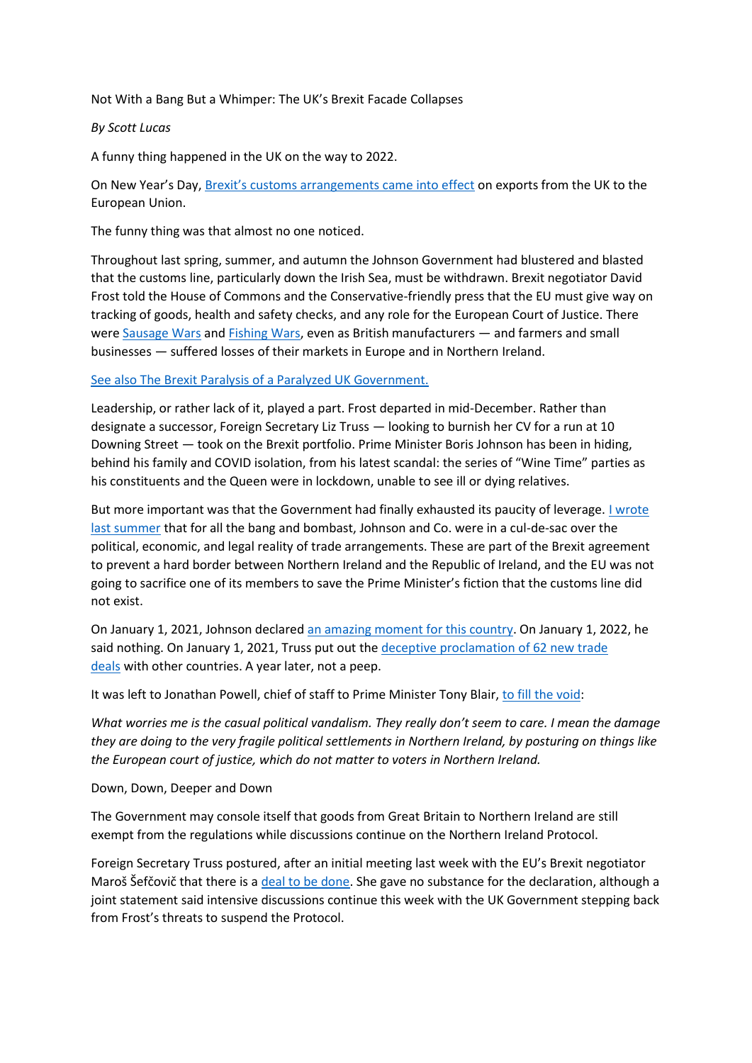# Not With a Bang But a Whimper: The UK's Brexit Facade Collapses

*By Scott Lucas*

A funny thing happened in the UK on the way to 2022.

On New Year's Day, [Brexit's customs arrangements came into effect]() on exports from the UK to the European Union.

The funny thing was that almost no one noticed.

Throughout last spring, summer, and autumn the Johnson Government had blustered and blasted that the customs line, particularly down the Irish Sea, must be withdrawn. Brexit negotiator David Frost told the House of Commons and the Conservative-friendly press that the EU must give way on tracking of goods, health and safety checks, and any role for the European Court of Justice. There were [Sausage Wars]() and [Fishing Wars](), even as British manufacturers — and farmers and small businesses — suffered losses of their markets in Europe and in Northern Ireland.

[See also The Brexit Paralysis of a Paralyzed UK Government.]()

Leadership, or rather lack of it, played a part. Frost departed in mid-December. Rather than designate a successor, Foreign Secretary Liz Truss — looking to burnish her CV for a run at 10 Downing Street — took on the Brexit portfolio. Prime Minister Boris Johnson has been in hiding, behind his family and COVID isolation, from his latest scandal: the series of "Wine Time" parties as his constituents and the Queen were in lockdown, unable to see ill or dying relatives.

But more important was that the Government had finally exhausted its paucity of leverage. [I wrote last summer]() that for all the bang and bombast, Johnson and Co. were in a cul-de-sac over the political, economic, and legal reality of trade arrangements. These are part of the Brexit agreement to prevent a hard border between Northern Ireland and the Republic of Ireland, and the EU was not going to sacrifice one of its members to save the Prime Minister's fiction that the customs line did not exist.

On January 1, 2021, Johnson declared [an amazing moment for this country](). On January 1, 2022, he said nothing. On January 1, 2021, Truss put out the [deceptive proclamation of 62 new trade deals]() with other countries. A year later, not a peep.

It was left to Jonathan Powell, chief of staff to Prime Minister Tony Blair, [to fill the void]():

*What worries me is the casual political vandalism. They really don't seem to care. I mean the damage they are doing to the very fragile political settlements in Northern Ireland, by posturing on things like the European court of justice, which do not matter to voters in Northern Ireland.*

## Down, Down, Deeper and Down

The Government may console itself that goods from Great Britain to Northern Ireland are still exempt from the regulations while discussions continue on the Northern Ireland Protocol.

Foreign Secretary Truss postured, after an initial meeting last week with the EU's Brexit negotiator Maroš Šefčovič that there is a [deal to be done](). She gave no substance for the declaration, although a joint statement said intensive discussions continue this week with the UK Government stepping back from Frost's threats to suspend the Protocol.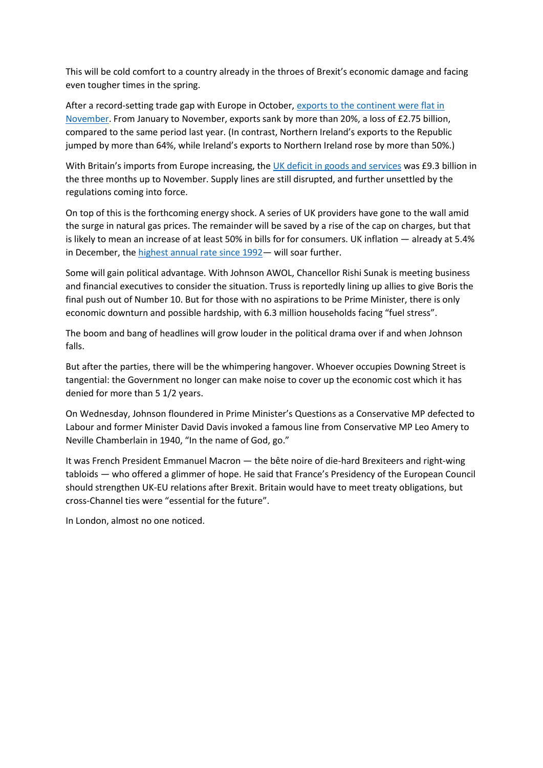This will be cold comfort to a country already in the throes of Brexit's economic damage and facing even tougher times in the spring.

After a record-setting trade gap with Europe in October, [exports to the continent were flat in November](). From January to November, exports sank by more than 20%, a loss of £2.75 billion, compared to the same period last year. (In contrast, Northern Ireland's exports to the Republic jumped by more than 64%, while Ireland's exports to Northern Ireland rose by more than 50%.)

With Britain's imports from Europe increasing, the [UK deficit in goods and services]() was £9.3 billion in the three months up to November. Supply lines are still disrupted, and further unsettled by the regulations coming into force.

On top of this is the forthcoming energy shock. A series of UK providers have gone to the wall amid the surge in natural gas prices. The remainder will be saved by a rise of the cap on charges, but that is likely to mean an increase of at least 50% in bills for for consumers. UK inflation — already at 5.4% in December, the [highest annual rate since 1992]()— will soar further.

Some will gain political advantage. With Johnson AWOL, Chancellor Rishi Sunak is meeting business and financial executives to consider the situation. Truss is reportedly lining up allies to give Boris the final push out of Number 10. But for those with no aspirations to be Prime Minister, there is only economic downturn and possible hardship, with 6.3 million households facing "fuel stress".

The boom and bang of headlines will grow louder in the political drama over if and when Johnson falls.

But after the parties, there will be the whimpering hangover. Whoever occupies Downing Street is tangential: the Government no longer can make noise to cover up the economic cost which it has denied for more than 5 1/2 years.

On Wednesday, Johnson floundered in Prime Minister's Questions as a Conservative MP defected to Labour and former Minister David Davis invoked a famous line from Conservative MP Leo Amery to Neville Chamberlain in 1940, "In the name of God, go."

It was French President Emmanuel Macron — the bête noire of die-hard Brexiteers and right-wing tabloids — who offered a glimmer of hope. He said that France's Presidency of the European Council should strengthen UK-EU relations after Brexit. Britain would have to meet treaty obligations, but cross-Channel ties were "essential for the future".

In London, almost no one noticed.